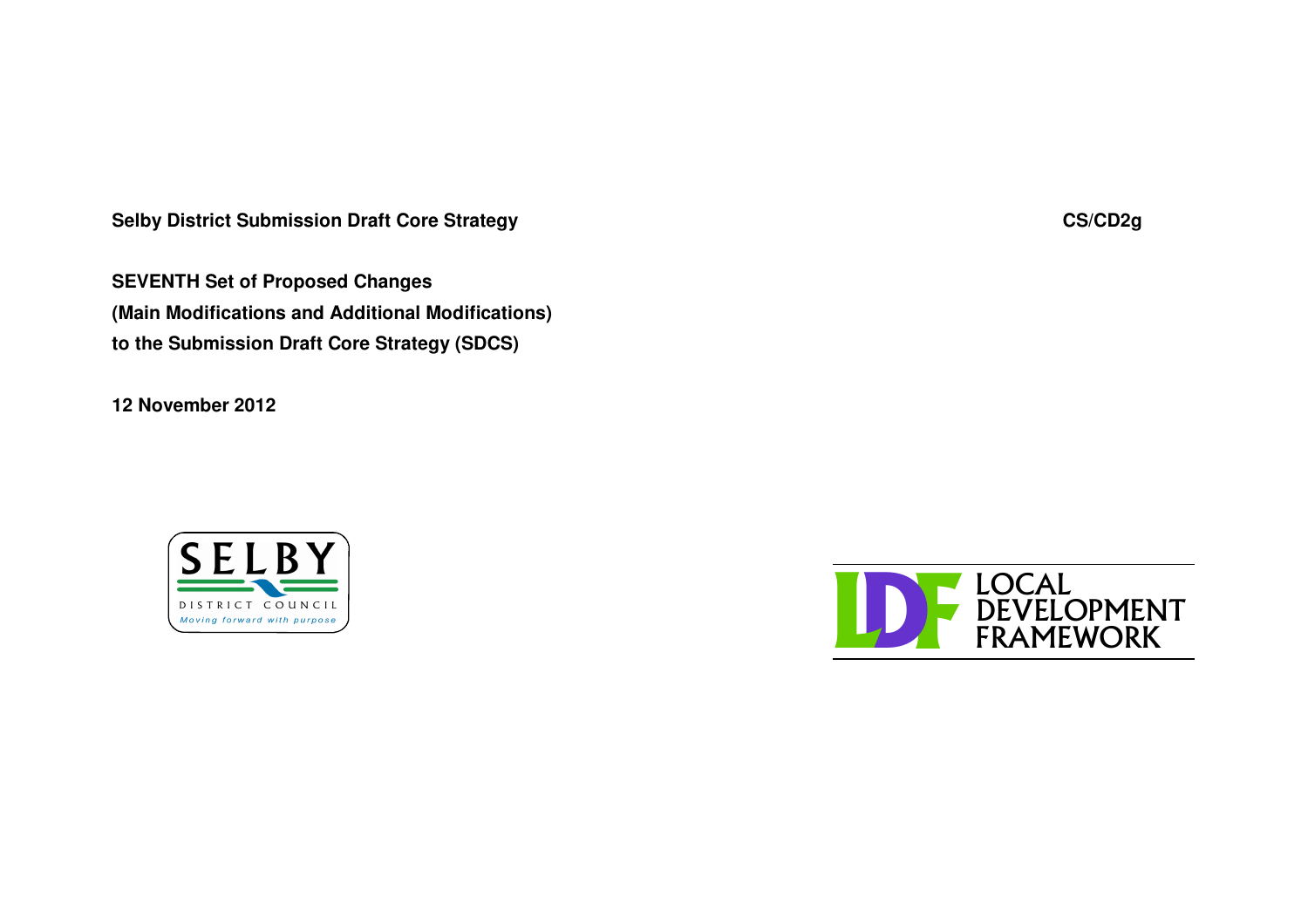**Selby District Submission Draft Core Strategy** **CS/CD2g**

**SEVENTH Set of Proposed Changes**
**(Main Modifications and Additional Modifications)**
**to the Submission Draft Core Strategy (SDCS)**

**12 November 2012**

SELBY
DISTRICT COUNCIL
*Moving forward with purpose*

LDF LOCAL DEVELOPMENT FRAMEWORK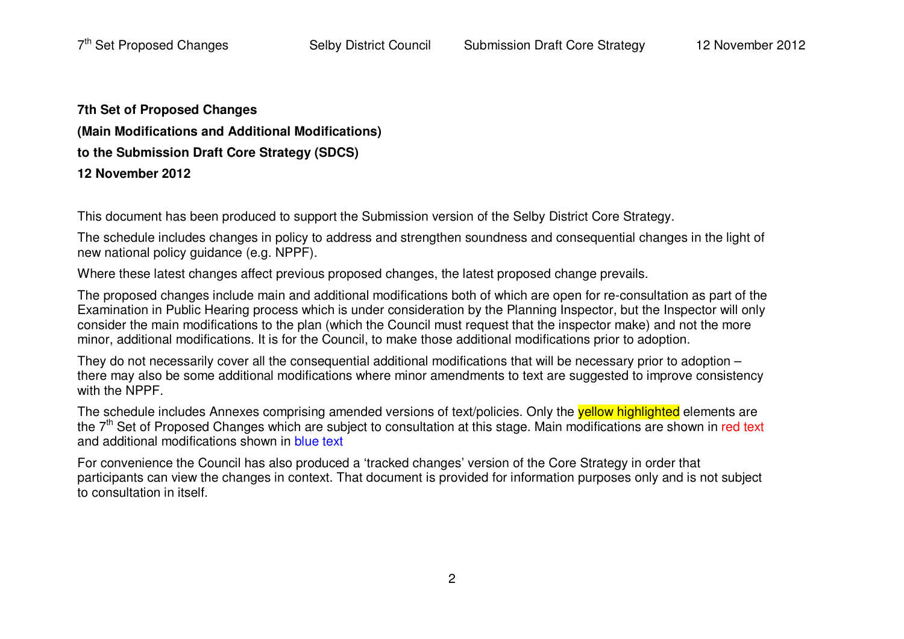**7th Set of Proposed Changes**

**(Main Modifications and Additional Modifications)**

**to the Submission Draft Core Strategy (SDCS)**

**12 November 2012**

This document has been produced to support the Submission version of the Selby District Core Strategy.

The schedule includes changes in policy to address and strengthen soundness and consequential changes in the light of new national policy guidance (e.g. NPPF).

Where these latest changes affect previous proposed changes, the latest proposed change prevails.

The proposed changes include main and additional modifications both of which are open for re-consultation as part of the Examination in Public Hearing process which is under consideration by the Planning Inspector, but the Inspector will only consider the main modifications to the plan (which the Council must request that the inspector make) and not the more minor, additional modifications. It is for the Council, to make those additional modifications prior to adoption.

They do not necessarily cover all the consequential additional modifications that will be necessary prior to adoption – there may also be some additional modifications where minor amendments to text are suggested to improve consistency with the NPPF.

The schedule includes Annexes comprising amended versions of text/policies. Only the yellow highlighted elements are the 7th Set of Proposed Changes which are subject to consultation at this stage. Main modifications are shown in red text and additional modifications shown in blue text

For convenience the Council has also produced a 'tracked changes' version of the Core Strategy in order that participants can view the changes in context. That document is provided for information purposes only and is not subject to consultation in itself.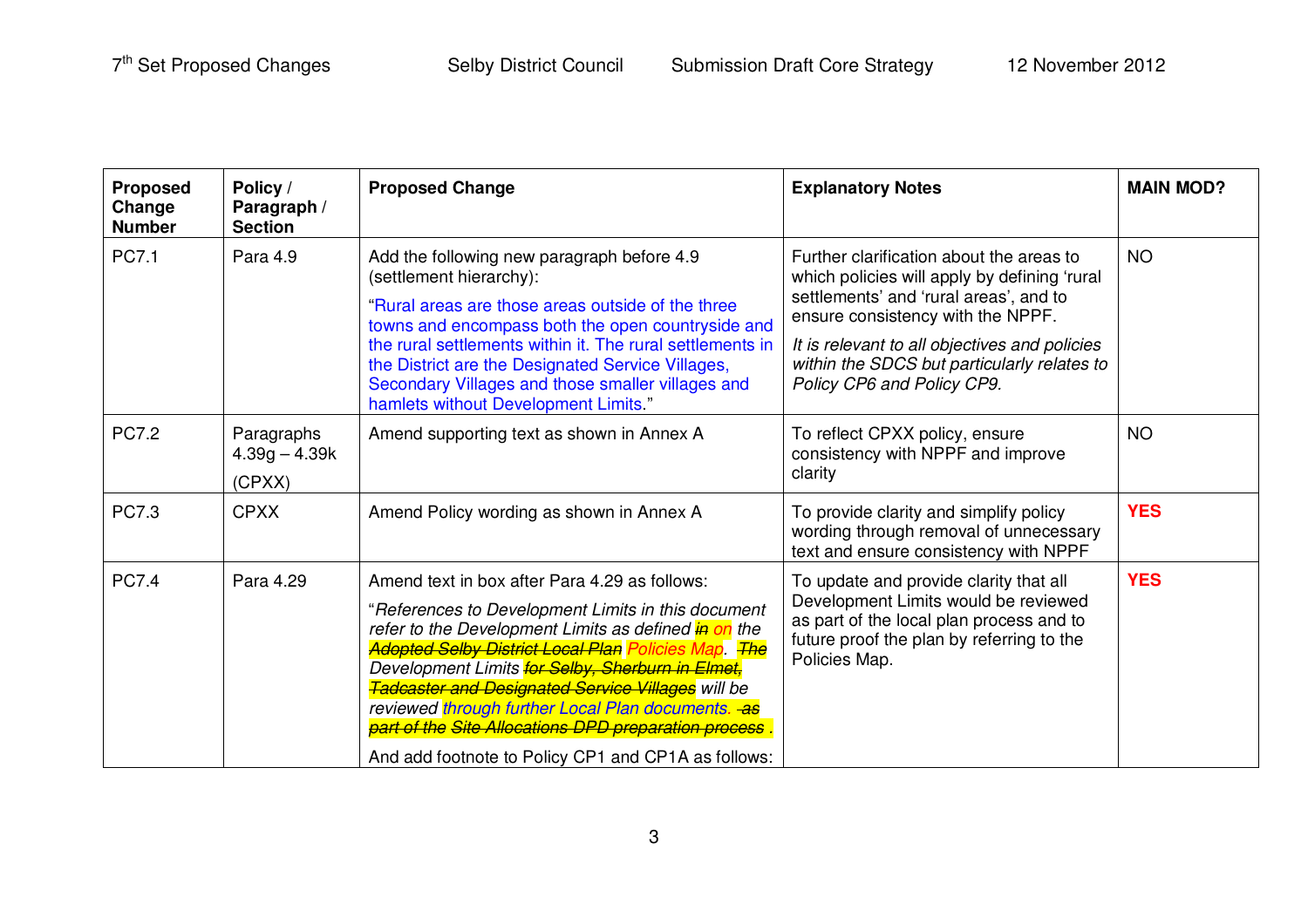| Proposed Change Number | Policy / Paragraph / Section | Proposed Change | Explanatory Notes | MAIN MOD? |
|---|---|---|---|---|
| PC7.1 | Para 4.9 | Add the following new paragraph before 4.9 (settlement hierarchy):<br><br>"Rural areas are those areas outside of the three towns and encompass both the open countryside and the rural settlements within it. The rural settlements in the District are the Designated Service Villages, Secondary Villages and those smaller villages and hamlets without Development Limits." | Further clarification about the areas to which policies will apply by defining 'rural settlements' and 'rural areas', and to ensure consistency with the NPPF.<br><br>*It is relevant to all objectives and policies within the SDCS but particularly relates to Policy CP6 and Policy CP9.* | NO |
| PC7.2 | Paragraphs 4.39g – 4.39k<br><br>(CPXX) | Amend supporting text as shown in Annex A | To reflect CPXX policy, ensure consistency with NPPF and improve clarity | NO |
| PC7.3 | CPXX | Amend Policy wording as shown in Annex A | To provide clarity and simplify policy wording through removal of unnecessary text and ensure consistency with NPPF | **YES** |
| PC7.4 | Para 4.29 | Amend text in box after Para 4.29 as follows:<br><br>"*References to Development Limits in this document refer to the Development Limits as defined ~~in~~ on the ~~Adopted Selby District Local Plan~~ Policies Map. ~~The~~ Development Limits ~~for Selby, Sherburn in Elmet, Tadcaster and Designated Service Villages~~ will be reviewed through further Local Plan documents. ~~as part of the Site Allocations DPD preparation process~~ .*<br><br>And add footnote to Policy CP1 and CP1A as follows: | To update and provide clarity that all Development Limits would be reviewed as part of the local plan process and to future proof the plan by referring to the Policies Map. | **YES** |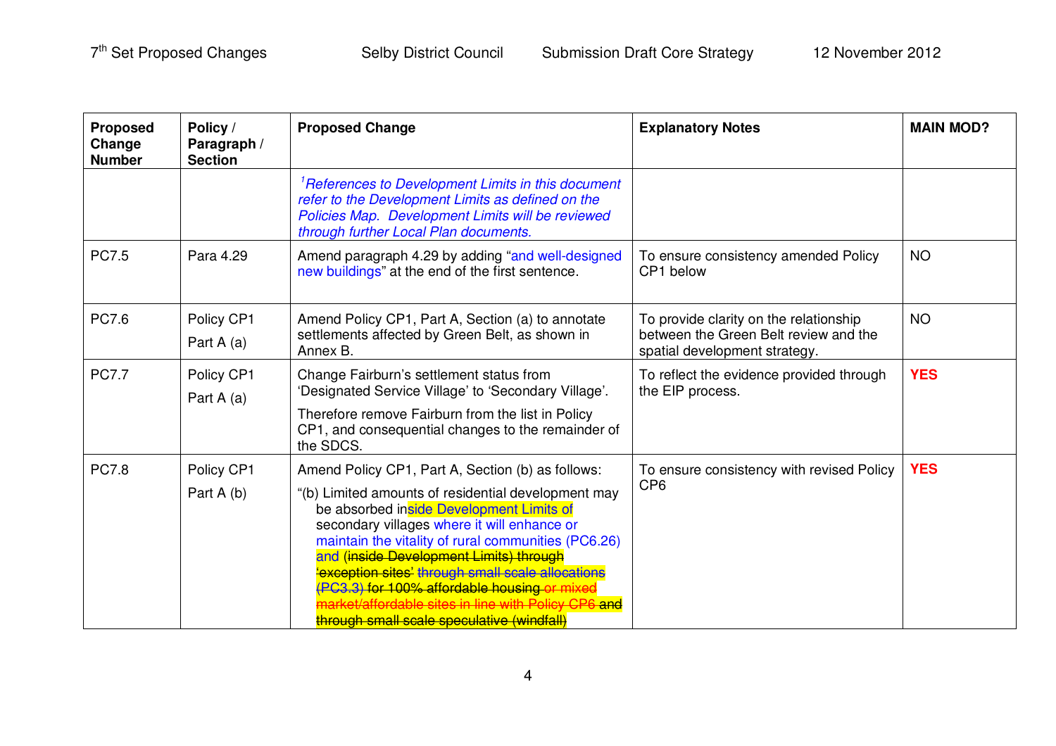| Proposed Change Number | Policy / Paragraph / Section | Proposed Change | Explanatory Notes | MAIN MOD? |
|---|---|---|---|---|
| | | [1]*References to Development Limits in this document refer to the Development Limits as defined on the Policies Map. Development Limits will be reviewed through further Local Plan documents.* | | |
| PC7.5 | Para 4.29 | Amend paragraph 4.29 by adding "and well-designed new buildings" at the end of the first sentence. | To ensure consistency amended Policy CP1 below | NO |
| PC7.6 | Policy CP1 Part A (a) | Amend Policy CP1, Part A, Section (a) to annotate settlements affected by Green Belt, as shown in Annex B. | To provide clarity on the relationship between the Green Belt review and the spatial development strategy. | NO |
| PC7.7 | Policy CP1 Part A (a) | Change Fairburn's settlement status from 'Designated Service Village' to 'Secondary Village'. Therefore remove Fairburn from the list in Policy CP1, and consequential changes to the remainder of the SDCS. | To reflect the evidence provided through the EIP process. | **YES** |
| PC7.8 | Policy CP1 Part A (b) | Amend Policy CP1, Part A, Section (b) as follows: "(b) Limited amounts of residential development may be absorbed inside Development Limits of secondary villages where it will enhance or maintain the vitality of rural communities (PC6.26) and ~~(inside Development Limits) through 'exception sites' through small scale allocations (PC3.3) for 100% affordable housing or mixed market/affordable sites in line with Policy CP6 and through small scale speculative (windfall)~~ | To ensure consistency with revised Policy CP6 | **YES** |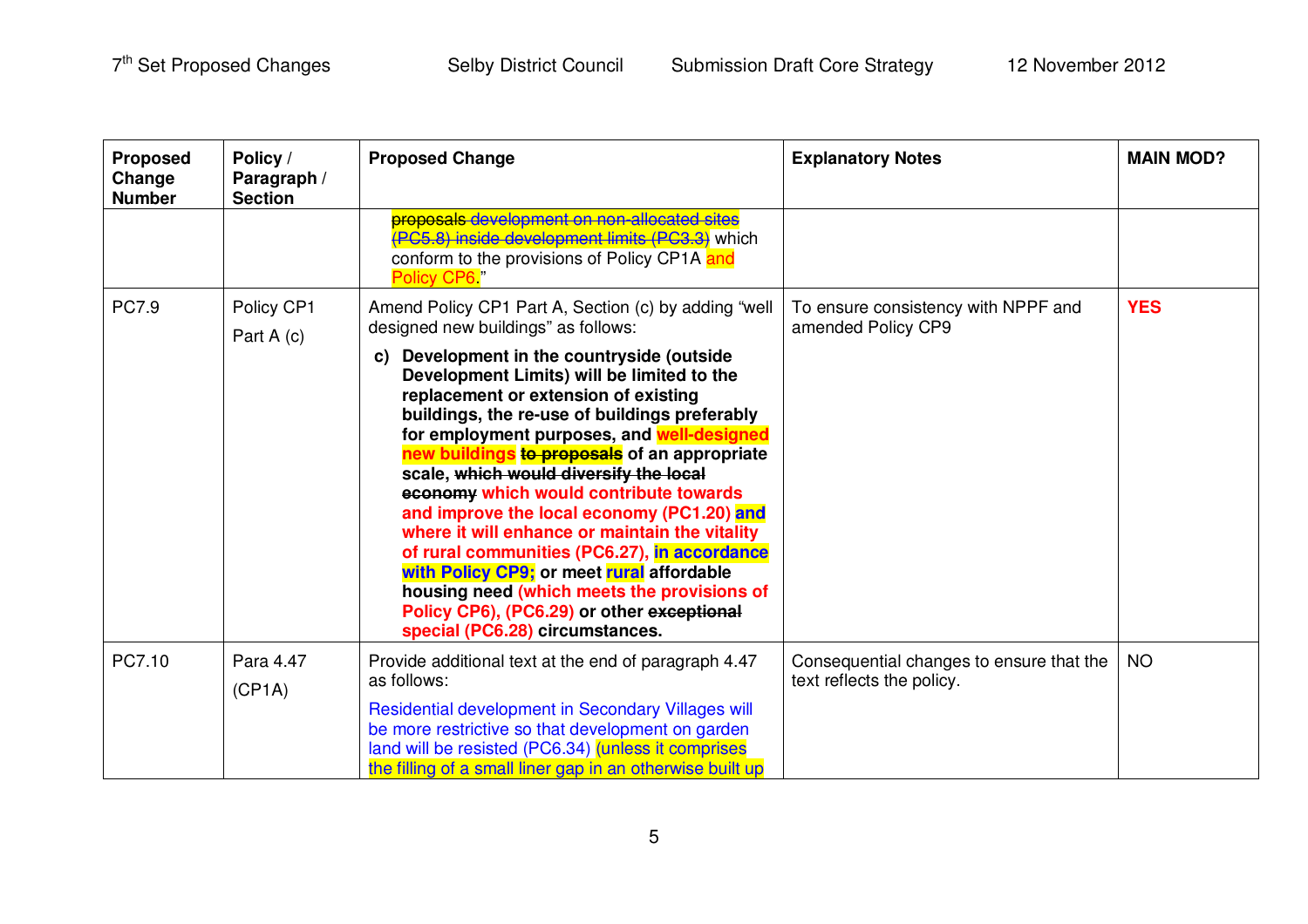| Proposed Change Number | Policy / Paragraph / Section | Proposed Change | Explanatory Notes | MAIN MOD? |
|---|---|---|---|---|
| | | ~~proposals development on non-allocated sites (PC5.8) inside development limits (PC3.3)~~ which conform to the provisions of Policy CP1A and Policy CP6." | | |
| PC7.9 | Policy CP1 Part A (c) | Amend Policy CP1 Part A, Section (c) by adding "well designed new buildings" as follows: **c) Development in the countryside (outside Development Limits) will be limited to the replacement or extension of existing buildings, the re-use of buildings preferably for employment purposes, and well-designed new buildings ~~to proposals~~ of an appropriate scale, ~~which would diversify the local economy~~ which would contribute towards and improve the local economy (PC1.20) and where it will enhance or maintain the vitality of rural communities (PC6.27), in accordance with Policy CP9; or meet rural affordable housing need (which meets the provisions of Policy CP6), (PC6.29) or other ~~exceptional~~ special (PC6.28) circumstances.** | To ensure consistency with NPPF and amended Policy CP9 | **YES** |
| PC7.10 | Para 4.47 (CP1A) | Provide additional text at the end of paragraph 4.47 as follows: Residential development in Secondary Villages will be more restrictive so that development on garden land will be resisted (PC6.34) (unless it comprises the filling of a small liner gap in an otherwise built up | Consequential changes to ensure that the text reflects the policy. | NO |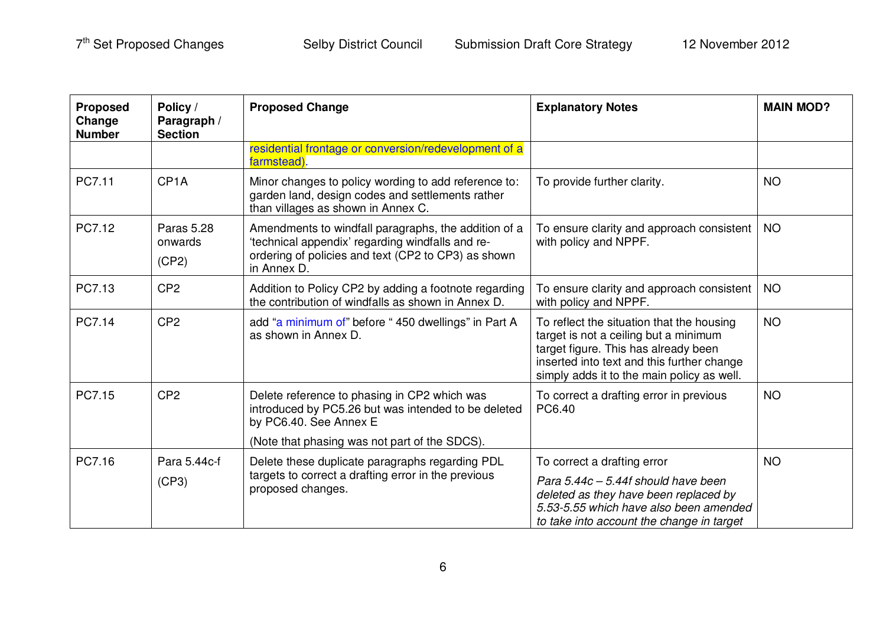| Proposed Change Number | Policy / Paragraph / Section | Proposed Change | Explanatory Notes | MAIN MOD? |
|---|---|---|---|---|
| | | residential frontage or conversion/redevelopment of a farmstead). | | |
| PC7.11 | CP1A | Minor changes to policy wording to add reference to: garden land, design codes and settlements rather than villages as shown in Annex C. | To provide further clarity. | NO |
| PC7.12 | Paras 5.28 onwards (CP2) | Amendments to windfall paragraphs, the addition of a 'technical appendix' regarding windfalls and re-ordering of policies and text (CP2 to CP3) as shown in Annex D. | To ensure clarity and approach consistent with policy and NPPF. | NO |
| PC7.13 | CP2 | Addition to Policy CP2 by adding a footnote regarding the contribution of windfalls as shown in Annex D. | To ensure clarity and approach consistent with policy and NPPF. | NO |
| PC7.14 | CP2 | add "a minimum of" before " 450 dwellings" in Part A as shown in Annex D. | To reflect the situation that the housing target is not a ceiling but a minimum target figure. This has already been inserted into text and this further change simply adds it to the main policy as well. | NO |
| PC7.15 | CP2 | Delete reference to phasing in CP2 which was introduced by PC5.26 but was intended to be deleted by PC6.40. See Annex E<br><br>(Note that phasing was not part of the SDCS). | To correct a drafting error in previous PC6.40 | NO |
| PC7.16 | Para 5.44c-f (CP3) | Delete these duplicate paragraphs regarding PDL targets to correct a drafting error in the previous proposed changes. | To correct a drafting error<br><br>*Para 5.44c – 5.44f should have been deleted as they have been replaced by 5.53-5.55 which have also been amended to take into account the change in target* | NO |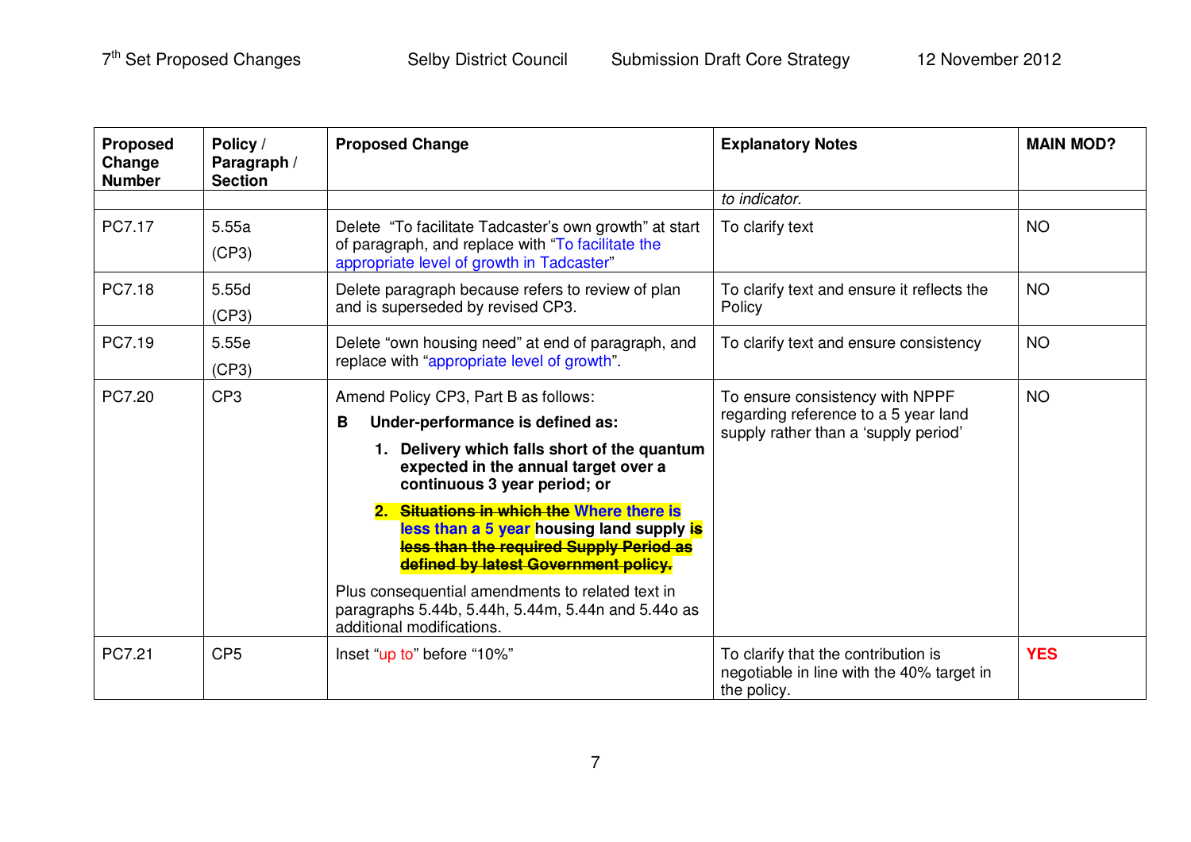| Proposed Change Number | Policy / Paragraph / Section | Proposed Change | Explanatory Notes | MAIN MOD? |
|---|---|---|---|---|
| | | | *to indicator.* | |
| PC7.17 | 5.55a (CP3) | Delete "To facilitate Tadcaster's own growth" at start of paragraph, and replace with "To facilitate the appropriate level of growth in Tadcaster" | To clarify text | NO |
| PC7.18 | 5.55d (CP3) | Delete paragraph because refers to review of plan and is superseded by revised CP3. | To clarify text and ensure it reflects the Policy | NO |
| PC7.19 | 5.55e (CP3) | Delete "own housing need" at end of paragraph, and replace with "appropriate level of growth". | To clarify text and ensure consistency | NO |
| PC7.20 | CP3 | Amend Policy CP3, Part B as follows:<br>**B Under-performance is defined as:**<br>**1. Delivery which falls short of the quantum expected in the annual target over a continuous 3 year period; or**<br>**2. ~~Situations in which the~~ Where there is less than a 5 year housing land supply ~~is less than the required Supply Period as defined by latest Government policy.~~**<br>Plus consequential amendments to related text in paragraphs 5.44b, 5.44h, 5.44m, 5.44n and 5.44o as additional modifications. | To ensure consistency with NPPF regarding reference to a 5 year land supply rather than a 'supply period' | NO |
| PC7.21 | CP5 | Inset "up to" before "10%" | To clarify that the contribution is negotiable in line with the 40% target in the policy. | **YES** |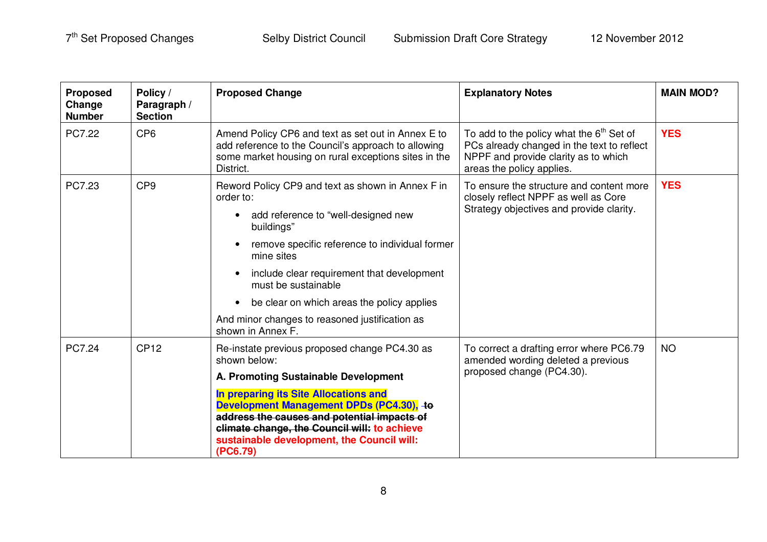| Proposed Change Number | Policy / Paragraph / Section | Proposed Change | Explanatory Notes | MAIN MOD? |
|---|---|---|---|---|
| PC7.22 | CP6 | Amend Policy CP6 and text as set out in Annex E to add reference to the Council's approach to allowing some market housing on rural exceptions sites in the District. | To add to the policy what the 6th Set of PCs already changed in the text to reflect NPPF and provide clarity as to which areas the policy applies. | **YES** |
| PC7.23 | CP9 | Reword Policy CP9 and text as shown in Annex F in order to: <br>• add reference to "well-designed new buildings" <br>• remove specific reference to individual former mine sites <br>• include clear requirement that development must be sustainable <br>• be clear on which areas the policy applies <br>And minor changes to reasoned justification as shown in Annex F. | To ensure the structure and content more closely reflect NPPF as well as Core Strategy objectives and provide clarity. | **YES** |
| PC7.24 | CP12 | Re-instate previous proposed change PC4.30 as shown below: <br>**A. Promoting Sustainable Development** <br>**In preparing its Site Allocations and Development Management DPDs (PC4.30),** ~~**to address the causes and potential impacts of climate change, the Council will:**~~ **to achieve sustainable development, the Council will: (PC6.79)** | To correct a drafting error where PC6.79 amended wording deleted a previous proposed change (PC4.30). | NO |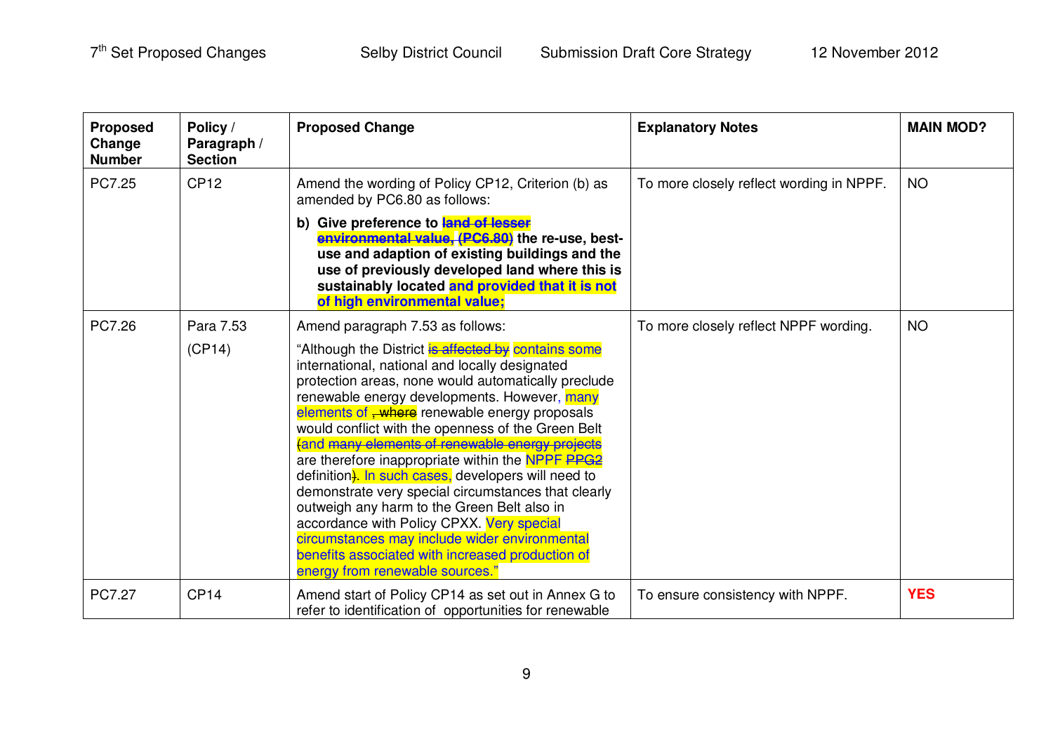| Proposed Change Number | Policy / Paragraph / Section | Proposed Change | Explanatory Notes | MAIN MOD? |
|---|---|---|---|---|
| PC7.25 | CP12 | Amend the wording of Policy CP12, Criterion (b) as amended by PC6.80 as follows:<br><br>**b) Give preference to ~~land of lesser environmental value, (PC6.80)~~ the re-use, best-use and adaption of existing buildings and the use of previously developed land where this is sustainably located and provided that it is not of high environmental value;** | To more closely reflect wording in NPPF. | NO |
| PC7.26 | Para 7.53<br><br>(CP14) | Amend paragraph 7.53 as follows:<br><br>"Although the District ~~is affected by~~ contains some international, national and locally designated protection areas, none would automatically preclude renewable energy developments. However, many elements of ~~, where~~ renewable energy proposals would conflict with the openness of the Green Belt ~~(and many elements of renewable energy projects~~ are therefore inappropriate within the NPPF ~~PPG2~~ definition~~)~~. In such cases, developers will need to demonstrate very special circumstances that clearly outweigh any harm to the Green Belt also in accordance with Policy CPXX. Very special circumstances may include wider environmental benefits associated with increased production of energy from renewable sources." | To more closely reflect NPPF wording. | NO |
| PC7.27 | CP14 | Amend start of Policy CP14 as set out in Annex G to refer to identification of opportunities for renewable | To ensure consistency with NPPF. | **YES** |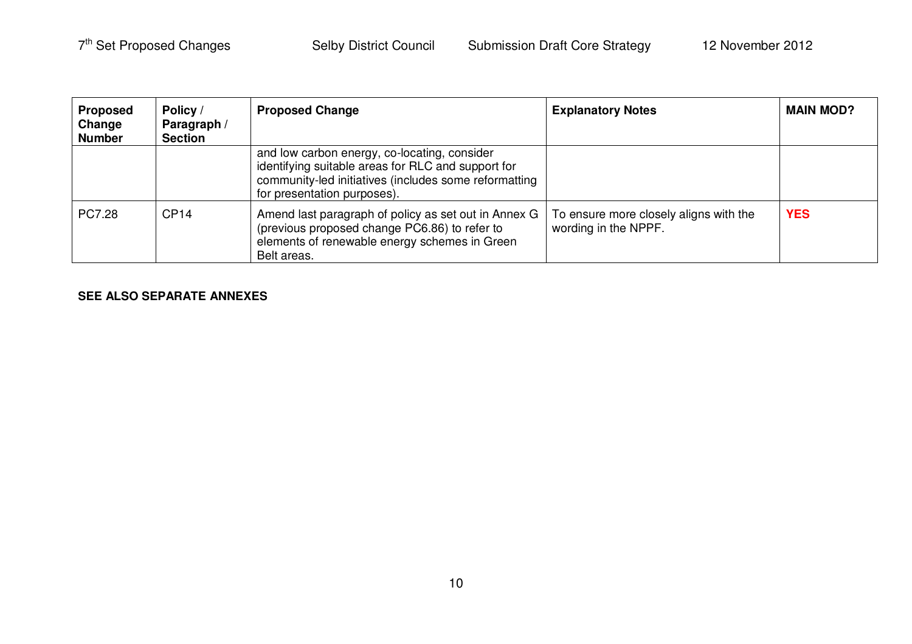| Proposed Change Number | Policy / Paragraph / Section | Proposed Change | Explanatory Notes | MAIN MOD? |
|---|---|---|---|---|
| | | and low carbon energy, co-locating, consider identifying suitable areas for RLC and support for community-led initiatives (includes some reformatting for presentation purposes). | | |
| PC7.28 | CP14 | Amend last paragraph of policy as set out in Annex G (previous proposed change PC6.86) to refer to elements of renewable energy schemes in Green Belt areas. | To ensure more closely aligns with the wording in the NPPF. | **YES** |

**SEE ALSO SEPARATE ANNEXES**